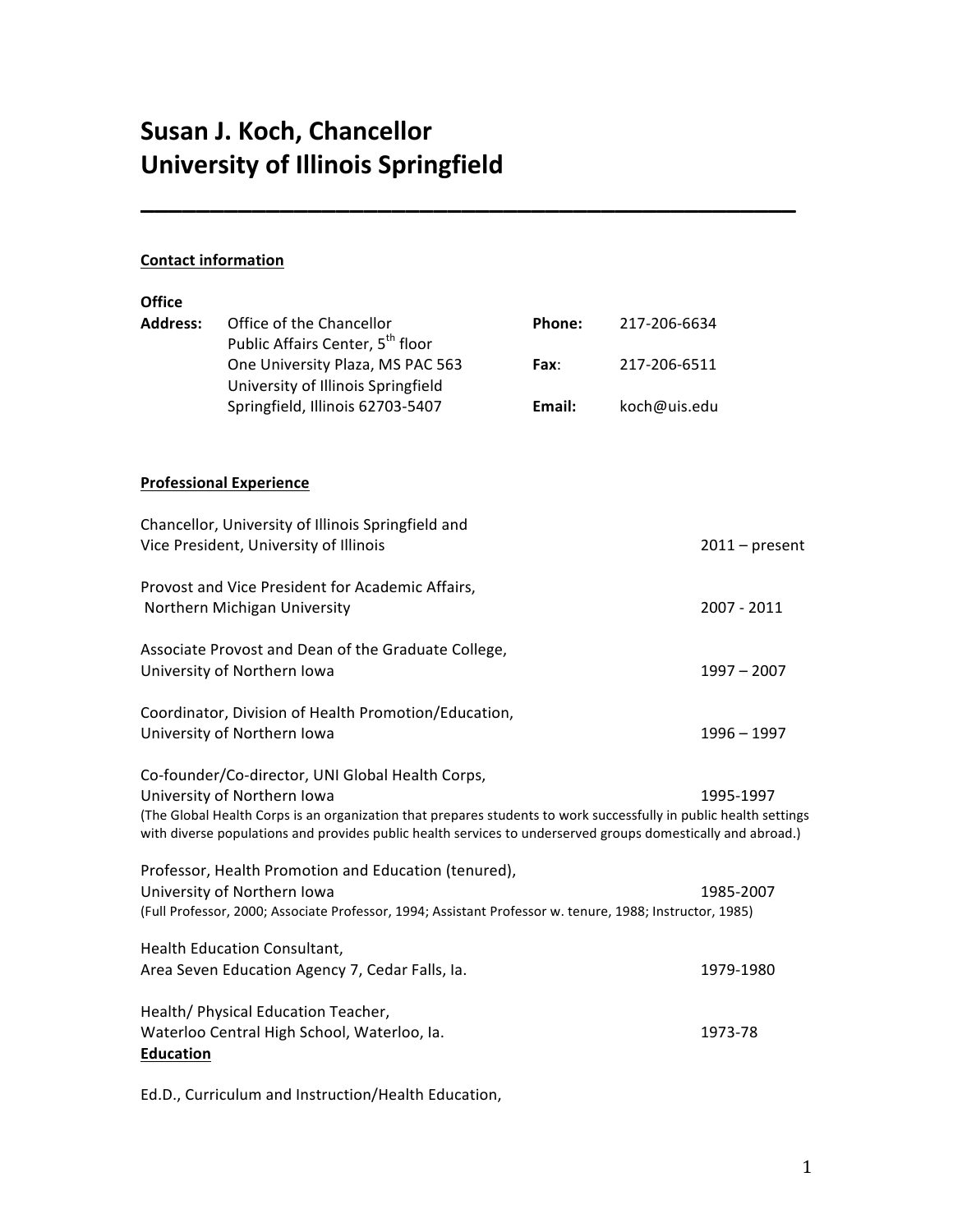# Susan J. Koch, Chancellor
# University of Illinois Springfield

---

**Contact information**

| | | | |
|---|---|---|---|
| **Office Address:** | Office of the Chancellor<br>Public Affairs Center, 5th floor | **Phone:** | 217-206-6634 |
| | One University Plaza, MS PAC 563<br>University of Illinois Springfield | **Fax**: | 217-206-6511 |
| | Springfield, Illinois 62703-5407 | **Email:** | koch@uis.edu |

**Professional Experience**

Chancellor, University of Illinois Springfield and
Vice President, University of Illinois — 2011 – present

Provost and Vice President for Academic Affairs,
Northern Michigan University — 2007 - 2011

Associate Provost and Dean of the Graduate College,
University of Northern Iowa — 1997 – 2007

Coordinator, Division of Health Promotion/Education,
University of Northern Iowa — 1996 – 1997

Co-founder/Co-director, UNI Global Health Corps,
University of Northern Iowa — 1995-1997
(The Global Health Corps is an organization that prepares students to work successfully in public health settings with diverse populations and provides public health services to underserved groups domestically and abroad.)

Professor, Health Promotion and Education (tenured),
University of Northern Iowa — 1985-2007
(Full Professor, 2000; Associate Professor, 1994; Assistant Professor w. tenure, 1988; Instructor, 1985)

Health Education Consultant,
Area Seven Education Agency 7, Cedar Falls, Ia. — 1979-1980

Health/ Physical Education Teacher,
Waterloo Central High School, Waterloo, Ia. — 1973-78

**Education**

Ed.D., Curriculum and Instruction/Health Education,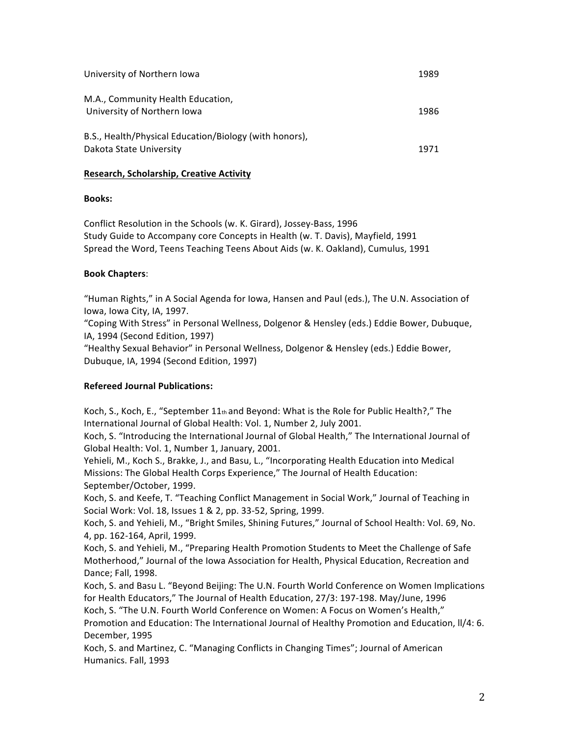University of Northern Iowa 1989

M.A., Community Health Education,
University of Northern Iowa 1986

B.S., Health/Physical Education/Biology (with honors),
Dakota State University 1971

**Research, Scholarship, Creative Activity**

**Books:**

Conflict Resolution in the Schools (w. K. Girard), Jossey-Bass, 1996
Study Guide to Accompany core Concepts in Health (w. T. Davis), Mayfield, 1991
Spread the Word, Teens Teaching Teens About Aids (w. K. Oakland), Cumulus, 1991

**Book Chapters**:

"Human Rights," in A Social Agenda for Iowa, Hansen and Paul (eds.), The U.N. Association of Iowa, Iowa City, IA, 1997.
"Coping With Stress" in Personal Wellness, Dolgenor & Hensley (eds.) Eddie Bower, Dubuque, IA, 1994 (Second Edition, 1997)
"Healthy Sexual Behavior" in Personal Wellness, Dolgenor & Hensley (eds.) Eddie Bower, Dubuque, IA, 1994 (Second Edition, 1997)

**Refereed Journal Publications:**

Koch, S., Koch, E., "September 11th and Beyond: What is the Role for Public Health?," The International Journal of Global Health: Vol. 1, Number 2, July 2001.
Koch, S. "Introducing the International Journal of Global Health," The International Journal of Global Health: Vol. 1, Number 1, January, 2001.
Yehieli, M., Koch S., Brakke, J., and Basu, L., "Incorporating Health Education into Medical Missions: The Global Health Corps Experience," The Journal of Health Education: September/October, 1999.
Koch, S. and Keefe, T. "Teaching Conflict Management in Social Work," Journal of Teaching in Social Work: Vol. 18, Issues 1 & 2, pp. 33-52, Spring, 1999.
Koch, S. and Yehieli, M., "Bright Smiles, Shining Futures," Journal of School Health: Vol. 69, No. 4, pp. 162-164, April, 1999.
Koch, S. and Yehieli, M., "Preparing Health Promotion Students to Meet the Challenge of Safe Motherhood," Journal of the Iowa Association for Health, Physical Education, Recreation and Dance; Fall, 1998.
Koch, S. and Basu L. "Beyond Beijing: The U.N. Fourth World Conference on Women Implications for Health Educators," The Journal of Health Education, 27/3: 197-198. May/June, 1996
Koch, S. "The U.N. Fourth World Conference on Women: A Focus on Women's Health," Promotion and Education: The International Journal of Healthy Promotion and Education, ll/4: 6. December, 1995
Koch, S. and Martinez, C. "Managing Conflicts in Changing Times"; Journal of American Humanics. Fall, 1993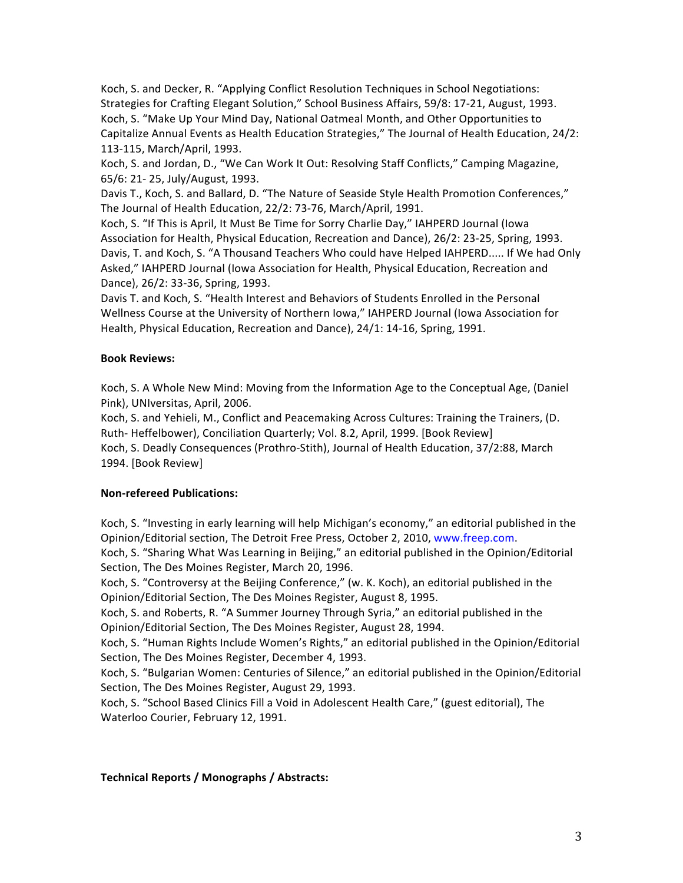Koch, S. and Decker, R. “Applying Conflict Resolution Techniques in School Negotiations: Strategies for Crafting Elegant Solution,” School Business Affairs, 59/8: 17-21, August, 1993.
Koch, S. “Make Up Your Mind Day, National Oatmeal Month, and Other Opportunities to Capitalize Annual Events as Health Education Strategies,” The Journal of Health Education, 24/2: 113-115, March/April, 1993.
Koch, S. and Jordan, D., “We Can Work It Out: Resolving Staff Conflicts,” Camping Magazine, 65/6: 21- 25, July/August, 1993.
Davis T., Koch, S. and Ballard, D. “The Nature of Seaside Style Health Promotion Conferences,” The Journal of Health Education, 22/2: 73-76, March/April, 1991.
Koch, S. “If This is April, It Must Be Time for Sorry Charlie Day,” IAHPERD Journal (Iowa Association for Health, Physical Education, Recreation and Dance), 26/2: 23-25, Spring, 1993.
Davis, T. and Koch, S. “A Thousand Teachers Who could have Helped IAHPERD..... If We had Only Asked,” IAHPERD Journal (Iowa Association for Health, Physical Education, Recreation and Dance), 26/2: 33-36, Spring, 1993.
Davis T. and Koch, S. “Health Interest and Behaviors of Students Enrolled in the Personal Wellness Course at the University of Northern Iowa,” IAHPERD Journal (Iowa Association for Health, Physical Education, Recreation and Dance), 24/1: 14-16, Spring, 1991.

**Book Reviews:**

Koch, S. A Whole New Mind: Moving from the Information Age to the Conceptual Age, (Daniel Pink), UNIversitas, April, 2006.
Koch, S. and Yehieli, M., Conflict and Peacemaking Across Cultures: Training the Trainers, (D. Ruth- Heffelbower), Conciliation Quarterly; Vol. 8.2, April, 1999. [Book Review]
Koch, S. Deadly Consequences (Prothro-Stith), Journal of Health Education, 37/2:88, March 1994. [Book Review]

**Non-refereed Publications:**

Koch, S. “Investing in early learning will help Michigan’s economy,” an editorial published in the Opinion/Editorial section, The Detroit Free Press, October 2, 2010, www.freep.com.
Koch, S. “Sharing What Was Learning in Beijing,” an editorial published in the Opinion/Editorial Section, The Des Moines Register, March 20, 1996.
Koch, S. “Controversy at the Beijing Conference,” (w. K. Koch), an editorial published in the Opinion/Editorial Section, The Des Moines Register, August 8, 1995.
Koch, S. and Roberts, R. “A Summer Journey Through Syria,” an editorial published in the Opinion/Editorial Section, The Des Moines Register, August 28, 1994.
Koch, S. “Human Rights Include Women’s Rights,” an editorial published in the Opinion/Editorial Section, The Des Moines Register, December 4, 1993.
Koch, S. “Bulgarian Women: Centuries of Silence,” an editorial published in the Opinion/Editorial Section, The Des Moines Register, August 29, 1993.
Koch, S. “School Based Clinics Fill a Void in Adolescent Health Care,” (guest editorial), The Waterloo Courier, February 12, 1991.

**Technical Reports / Monographs / Abstracts:**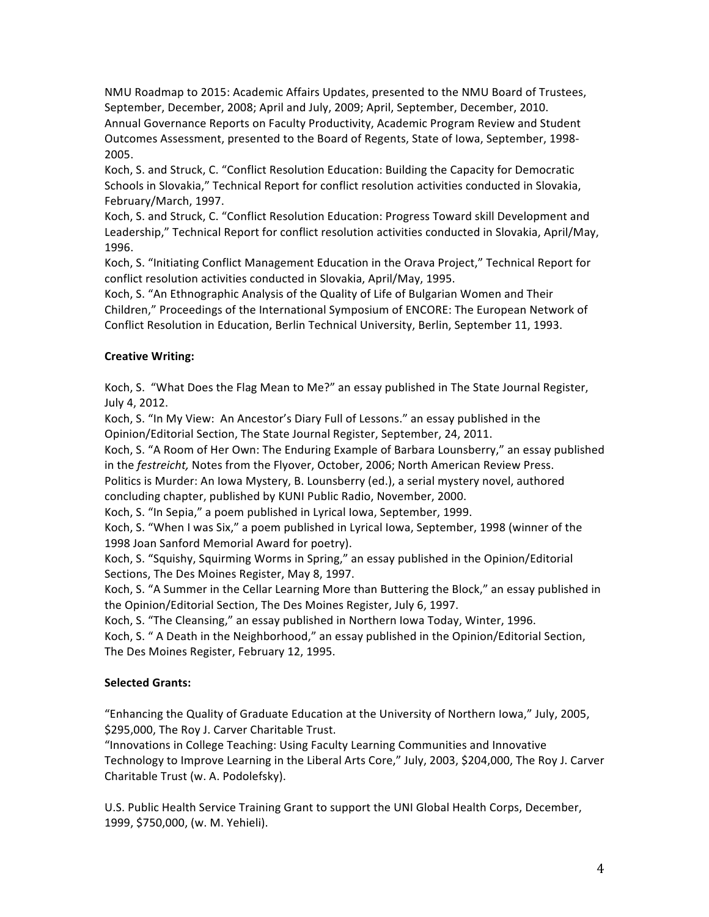NMU Roadmap to 2015: Academic Affairs Updates, presented to the NMU Board of Trustees, September, December, 2008; April and July, 2009; April, September, December, 2010.
Annual Governance Reports on Faculty Productivity, Academic Program Review and Student Outcomes Assessment, presented to the Board of Regents, State of Iowa, September, 1998-2005.
Koch, S. and Struck, C. "Conflict Resolution Education: Building the Capacity for Democratic Schools in Slovakia," Technical Report for conflict resolution activities conducted in Slovakia, February/March, 1997.
Koch, S. and Struck, C. "Conflict Resolution Education: Progress Toward skill Development and Leadership," Technical Report for conflict resolution activities conducted in Slovakia, April/May, 1996.
Koch, S. "Initiating Conflict Management Education in the Orava Project," Technical Report for conflict resolution activities conducted in Slovakia, April/May, 1995.
Koch, S. "An Ethnographic Analysis of the Quality of Life of Bulgarian Women and Their Children," Proceedings of the International Symposium of ENCORE: The European Network of Conflict Resolution in Education, Berlin Technical University, Berlin, September 11, 1993.

**Creative Writing:**

Koch, S. "What Does the Flag Mean to Me?" an essay published in The State Journal Register, July 4, 2012.
Koch, S. "In My View: An Ancestor's Diary Full of Lessons." an essay published in the Opinion/Editorial Section, The State Journal Register, September, 24, 2011.
Koch, S. "A Room of Her Own: The Enduring Example of Barbara Lounsberry," an essay published in the *festreicht,* Notes from the Flyover, October, 2006; North American Review Press.
Politics is Murder: An Iowa Mystery, B. Lounsberry (ed.), a serial mystery novel, authored concluding chapter, published by KUNI Public Radio, November, 2000.
Koch, S. "In Sepia," a poem published in Lyrical Iowa, September, 1999.
Koch, S. "When I was Six," a poem published in Lyrical Iowa, September, 1998 (winner of the 1998 Joan Sanford Memorial Award for poetry).
Koch, S. "Squishy, Squirming Worms in Spring," an essay published in the Opinion/Editorial Sections, The Des Moines Register, May 8, 1997.
Koch, S. "A Summer in the Cellar Learning More than Buttering the Block," an essay published in the Opinion/Editorial Section, The Des Moines Register, July 6, 1997.
Koch, S. "The Cleansing," an essay published in Northern Iowa Today, Winter, 1996.
Koch, S. " A Death in the Neighborhood," an essay published in the Opinion/Editorial Section, The Des Moines Register, February 12, 1995.

**Selected Grants:**

"Enhancing the Quality of Graduate Education at the University of Northern Iowa," July, 2005, $295,000, The Roy J. Carver Charitable Trust.
"Innovations in College Teaching: Using Faculty Learning Communities and Innovative Technology to Improve Learning in the Liberal Arts Core," July, 2003, $204,000, The Roy J. Carver Charitable Trust (w. A. Podolefsky).

U.S. Public Health Service Training Grant to support the UNI Global Health Corps, December, 1999, $750,000, (w. M. Yehieli).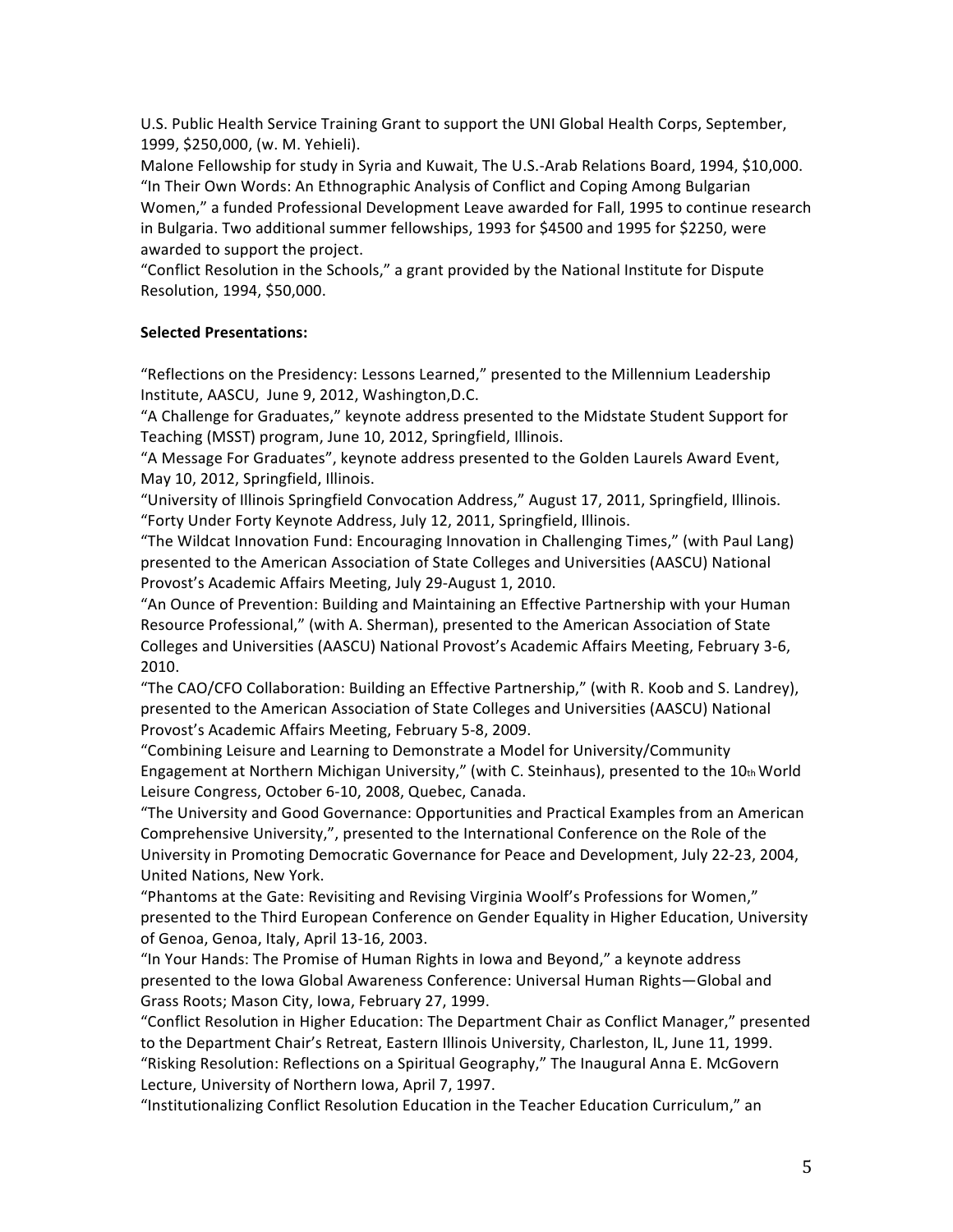U.S. Public Health Service Training Grant to support the UNI Global Health Corps, September, 1999, $250,000, (w. M. Yehieli).
Malone Fellowship for study in Syria and Kuwait, The U.S.-Arab Relations Board, 1994, $10,000.
"In Their Own Words: An Ethnographic Analysis of Conflict and Coping Among Bulgarian Women," a funded Professional Development Leave awarded for Fall, 1995 to continue research in Bulgaria. Two additional summer fellowships, 1993 for $4500 and 1995 for $2250, were awarded to support the project.
"Conflict Resolution in the Schools," a grant provided by the National Institute for Dispute Resolution, 1994, $50,000.

**Selected Presentations:**

"Reflections on the Presidency: Lessons Learned," presented to the Millennium Leadership Institute, AASCU, June 9, 2012, Washington,D.C.
"A Challenge for Graduates," keynote address presented to the Midstate Student Support for Teaching (MSST) program, June 10, 2012, Springfield, Illinois.
"A Message For Graduates", keynote address presented to the Golden Laurels Award Event, May 10, 2012, Springfield, Illinois.
"University of Illinois Springfield Convocation Address," August 17, 2011, Springfield, Illinois.
"Forty Under Forty Keynote Address, July 12, 2011, Springfield, Illinois.
"The Wildcat Innovation Fund: Encouraging Innovation in Challenging Times," (with Paul Lang) presented to the American Association of State Colleges and Universities (AASCU) National Provost's Academic Affairs Meeting, July 29-August 1, 2010.
"An Ounce of Prevention: Building and Maintaining an Effective Partnership with your Human Resource Professional," (with A. Sherman), presented to the American Association of State Colleges and Universities (AASCU) National Provost's Academic Affairs Meeting, February 3-6, 2010.
"The CAO/CFO Collaboration: Building an Effective Partnership," (with R. Koob and S. Landrey), presented to the American Association of State Colleges and Universities (AASCU) National Provost's Academic Affairs Meeting, February 5-8, 2009.
"Combining Leisure and Learning to Demonstrate a Model for University/Community Engagement at Northern Michigan University," (with C. Steinhaus), presented to the 10th World Leisure Congress, October 6-10, 2008, Quebec, Canada.
"The University and Good Governance: Opportunities and Practical Examples from an American Comprehensive University,", presented to the International Conference on the Role of the University in Promoting Democratic Governance for Peace and Development, July 22-23, 2004, United Nations, New York.
"Phantoms at the Gate: Revisiting and Revising Virginia Woolf's Professions for Women," presented to the Third European Conference on Gender Equality in Higher Education, University of Genoa, Genoa, Italy, April 13-16, 2003.
"In Your Hands: The Promise of Human Rights in Iowa and Beyond," a keynote address presented to the Iowa Global Awareness Conference: Universal Human Rights—Global and Grass Roots; Mason City, Iowa, February 27, 1999.
"Conflict Resolution in Higher Education: The Department Chair as Conflict Manager," presented to the Department Chair's Retreat, Eastern Illinois University, Charleston, IL, June 11, 1999.
"Risking Resolution: Reflections on a Spiritual Geography," The Inaugural Anna E. McGovern Lecture, University of Northern Iowa, April 7, 1997.
"Institutionalizing Conflict Resolution Education in the Teacher Education Curriculum," an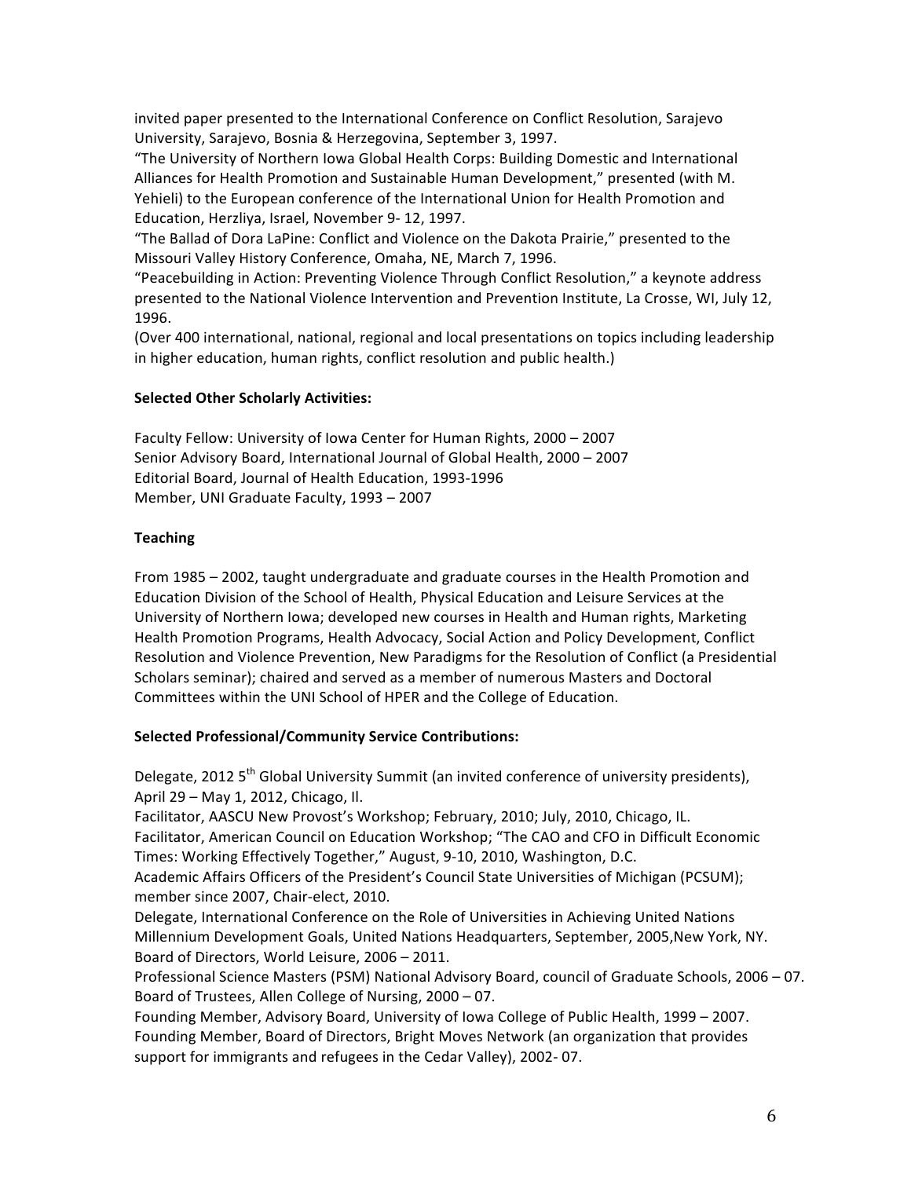invited paper presented to the International Conference on Conflict Resolution, Sarajevo University, Sarajevo, Bosnia & Herzegovina, September 3, 1997.

"The University of Northern Iowa Global Health Corps: Building Domestic and International Alliances for Health Promotion and Sustainable Human Development," presented (with M. Yehieli) to the European conference of the International Union for Health Promotion and Education, Herzliya, Israel, November 9- 12, 1997.

"The Ballad of Dora LaPine: Conflict and Violence on the Dakota Prairie," presented to the Missouri Valley History Conference, Omaha, NE, March 7, 1996.

"Peacebuilding in Action: Preventing Violence Through Conflict Resolution," a keynote address presented to the National Violence Intervention and Prevention Institute, La Crosse, WI, July 12, 1996.

(Over 400 international, national, regional and local presentations on topics including leadership in higher education, human rights, conflict resolution and public health.)

**Selected Other Scholarly Activities:**

Faculty Fellow: University of Iowa Center for Human Rights, 2000 – 2007
Senior Advisory Board, International Journal of Global Health, 2000 – 2007
Editorial Board, Journal of Health Education, 1993-1996
Member, UNI Graduate Faculty, 1993 – 2007

**Teaching**

From 1985 – 2002, taught undergraduate and graduate courses in the Health Promotion and Education Division of the School of Health, Physical Education and Leisure Services at the University of Northern Iowa; developed new courses in Health and Human rights, Marketing Health Promotion Programs, Health Advocacy, Social Action and Policy Development, Conflict Resolution and Violence Prevention, New Paradigms for the Resolution of Conflict (a Presidential Scholars seminar); chaired and served as a member of numerous Masters and Doctoral Committees within the UNI School of HPER and the College of Education.

**Selected Professional/Community Service Contributions:**

Delegate, 2012 5th Global University Summit (an invited conference of university presidents), April 29 – May 1, 2012, Chicago, Il.

Facilitator, AASCU New Provost's Workshop; February, 2010; July, 2010, Chicago, IL.

Facilitator, American Council on Education Workshop; "The CAO and CFO in Difficult Economic Times: Working Effectively Together," August, 9-10, 2010, Washington, D.C.

Academic Affairs Officers of the President's Council State Universities of Michigan (PCSUM); member since 2007, Chair-elect, 2010.

Delegate, International Conference on the Role of Universities in Achieving United Nations Millennium Development Goals, United Nations Headquarters, September, 2005,New York, NY.

Board of Directors, World Leisure, 2006 – 2011.

Professional Science Masters (PSM) National Advisory Board, council of Graduate Schools, 2006 – 07.

Board of Trustees, Allen College of Nursing, 2000 – 07.

Founding Member, Advisory Board, University of Iowa College of Public Health, 1999 – 2007.

Founding Member, Board of Directors, Bright Moves Network (an organization that provides support for immigrants and refugees in the Cedar Valley), 2002- 07.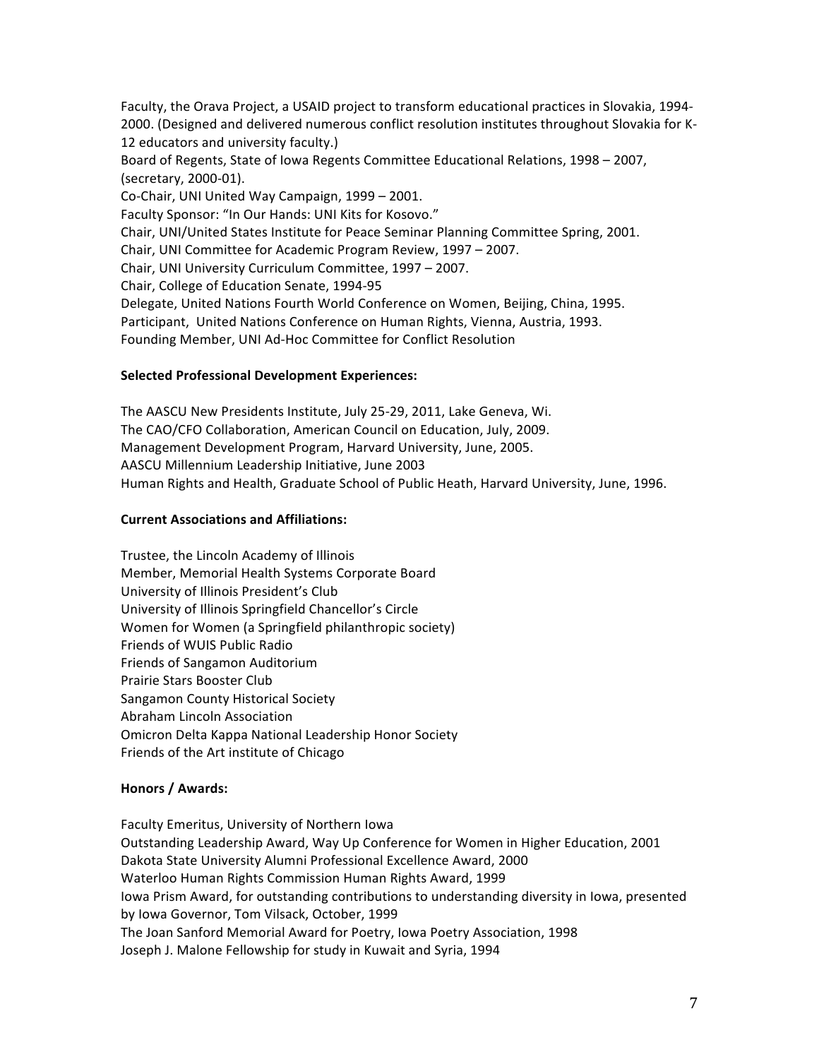Faculty, the Orava Project, a USAID project to transform educational practices in Slovakia, 1994-2000. (Designed and delivered numerous conflict resolution institutes throughout Slovakia for K-12 educators and university faculty.)
Board of Regents, State of Iowa Regents Committee Educational Relations, 1998 – 2007, (secretary, 2000-01).
Co-Chair, UNI United Way Campaign, 1999 – 2001.
Faculty Sponsor: "In Our Hands: UNI Kits for Kosovo."
Chair, UNI/United States Institute for Peace Seminar Planning Committee Spring, 2001.
Chair, UNI Committee for Academic Program Review, 1997 – 2007.
Chair, UNI University Curriculum Committee, 1997 – 2007.
Chair, College of Education Senate, 1994-95
Delegate, United Nations Fourth World Conference on Women, Beijing, China, 1995.
Participant, United Nations Conference on Human Rights, Vienna, Austria, 1993.
Founding Member, UNI Ad-Hoc Committee for Conflict Resolution

**Selected Professional Development Experiences:**

The AASCU New Presidents Institute, July 25-29, 2011, Lake Geneva, Wi.
The CAO/CFO Collaboration, American Council on Education, July, 2009.
Management Development Program, Harvard University, June, 2005.
AASCU Millennium Leadership Initiative, June 2003
Human Rights and Health, Graduate School of Public Heath, Harvard University, June, 1996.

**Current Associations and Affiliations:**

Trustee, the Lincoln Academy of Illinois
Member, Memorial Health Systems Corporate Board
University of Illinois President's Club
University of Illinois Springfield Chancellor's Circle
Women for Women (a Springfield philanthropic society)
Friends of WUIS Public Radio
Friends of Sangamon Auditorium
Prairie Stars Booster Club
Sangamon County Historical Society
Abraham Lincoln Association
Omicron Delta Kappa National Leadership Honor Society
Friends of the Art institute of Chicago

**Honors / Awards:**

Faculty Emeritus, University of Northern Iowa
Outstanding Leadership Award, Way Up Conference for Women in Higher Education, 2001
Dakota State University Alumni Professional Excellence Award, 2000
Waterloo Human Rights Commission Human Rights Award, 1999
Iowa Prism Award, for outstanding contributions to understanding diversity in Iowa, presented by Iowa Governor, Tom Vilsack, October, 1999
The Joan Sanford Memorial Award for Poetry, Iowa Poetry Association, 1998
Joseph J. Malone Fellowship for study in Kuwait and Syria, 1994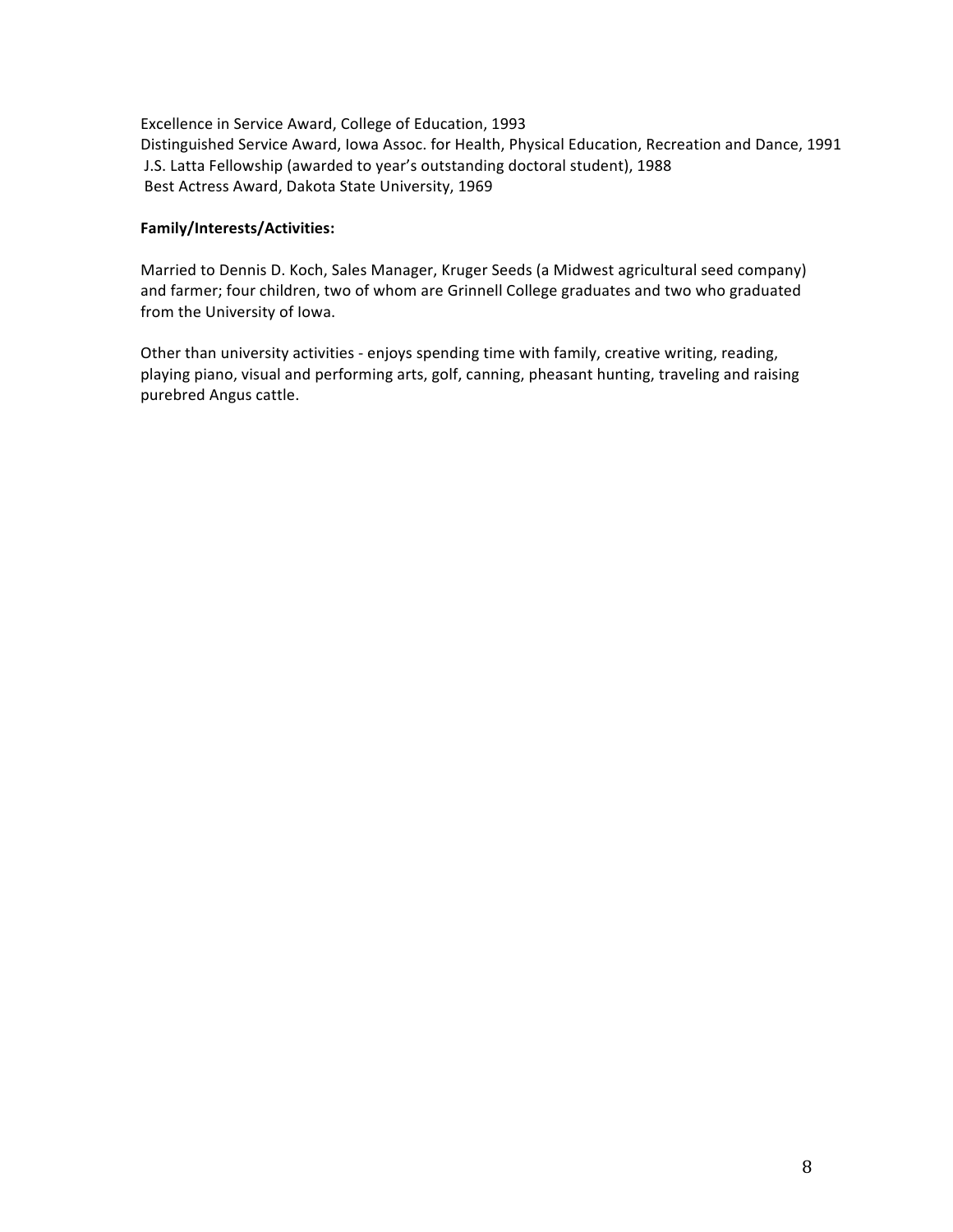Excellence in Service Award, College of Education, 1993
Distinguished Service Award, Iowa Assoc. for Health, Physical Education, Recreation and Dance, 1991
J.S. Latta Fellowship (awarded to year's outstanding doctoral student), 1988
Best Actress Award, Dakota State University, 1969

**Family/Interests/Activities:**

Married to Dennis D. Koch, Sales Manager, Kruger Seeds (a Midwest agricultural seed company) and farmer; four children, two of whom are Grinnell College graduates and two who graduated from the University of Iowa.

Other than university activities - enjoys spending time with family, creative writing, reading, playing piano, visual and performing arts, golf, canning, pheasant hunting, traveling and raising purebred Angus cattle.